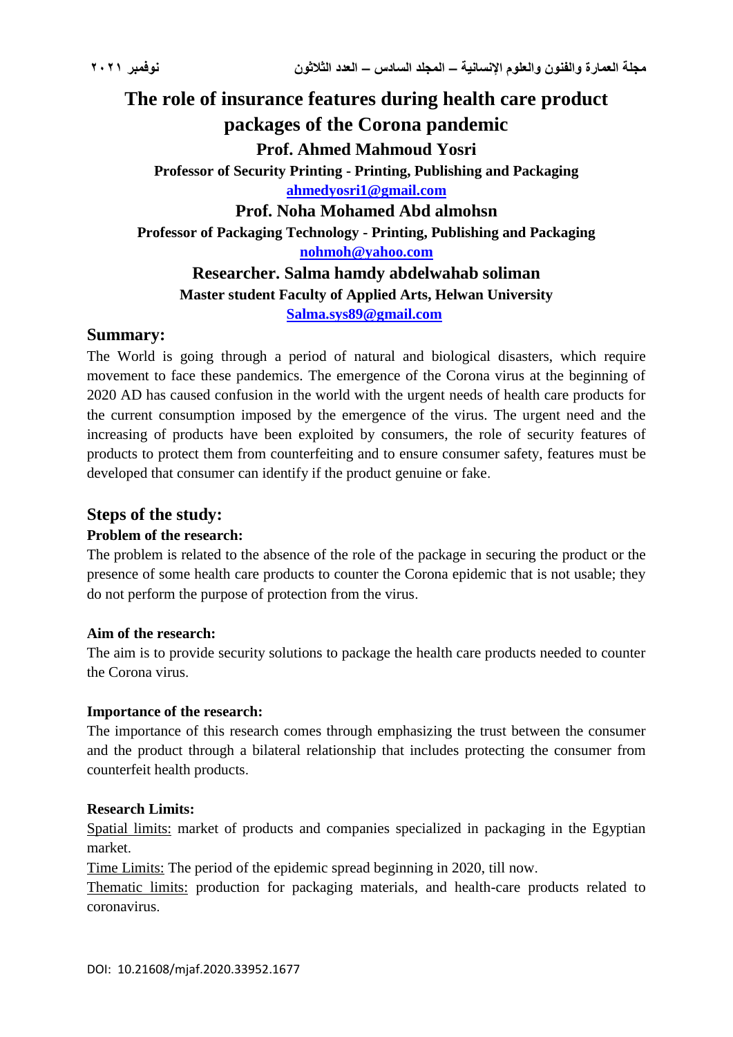# The role of insurance features during health care product packages of the Corona pandemic

**Prof. Ahmed Mahmoud Yosri**

**Professor of Security Printing - Printing, Publishing and Packaging**

**ahmedyosri1@gmail.com**

**Prof. Noha Mohamed Abd almohsn**

**Professor of Packaging Technology - Printing, Publishing and Packaging**

**nohmoh@yahoo.com**

**Researcher. Salma hamdy abdelwahab soliman**

**Master student Faculty of Applied Arts, Helwan University**

**Salma.sys89@gmail.com**

## Summary:

The World is going through a period of natural and biological disasters, which require movement to face these pandemics. The emergence of the Corona virus at the beginning of 2020 AD has caused confusion in the world with the urgent needs of health care products for the current consumption imposed by the emergence of the virus. The urgent need and the increasing of products have been exploited by consumers, the role of security features of products to protect them from counterfeiting and to ensure consumer safety, features must be developed that consumer can identify if the product genuine or fake.

## Steps of the study:

### Problem of the research:

The problem is related to the absence of the role of the package in securing the product or the presence of some health care products to counter the Corona epidemic that is not usable; they do not perform the purpose of protection from the virus.

### Aim of the research:

The aim is to provide security solutions to package the health care products needed to counter the Corona virus.

### Importance of the research:

The importance of this research comes through emphasizing the trust between the consumer and the product through a bilateral relationship that includes protecting the consumer from counterfeit health products.

### Research Limits:

Spatial limits: market of products and companies specialized in packaging in the Egyptian market.

Time Limits: The period of the epidemic spread beginning in 2020, till now.

Thematic limits: production for packaging materials, and health-care products related to coronavirus.

DOI: 10.21608/mjaf.2020.33952.1677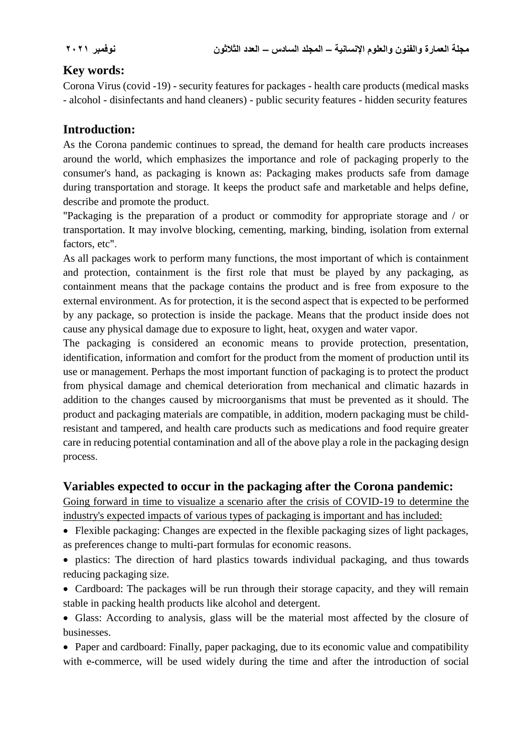## Key words:

Corona Virus (covid -19) - security features for packages - health care products (medical masks - alcohol - disinfectants and hand cleaners) - public security features - hidden security features

## Introduction:

As the Corona pandemic continues to spread, the demand for health care products increases around the world, which emphasizes the importance and role of packaging properly to the consumer's hand, as packaging is known as: Packaging makes products safe from damage during transportation and storage. It keeps the product safe and marketable and helps define, describe and promote the product.

"Packaging is the preparation of a product or commodity for appropriate storage and / or transportation. It may involve blocking, cementing, marking, binding, isolation from external factors, etc".

As all packages work to perform many functions, the most important of which is containment and protection, containment is the first role that must be played by any packaging, as containment means that the package contains the product and is free from exposure to the external environment. As for protection, it is the second aspect that is expected to be performed by any package, so protection is inside the package. Means that the product inside does not cause any physical damage due to exposure to light, heat, oxygen and water vapor.

The packaging is considered an economic means to provide protection, presentation, identification, information and comfort for the product from the moment of production until its use or management. Perhaps the most important function of packaging is to protect the product from physical damage and chemical deterioration from mechanical and climatic hazards in addition to the changes caused by microorganisms that must be prevented as it should. The product and packaging materials are compatible, in addition, modern packaging must be child-resistant and tampered, and health care products such as medications and food require greater care in reducing potential contamination and all of the above play a role in the packaging design process.

## Variables expected to occur in the packaging after the Corona pandemic:

Going forward in time to visualize a scenario after the crisis of COVID-19 to determine the industry's expected impacts of various types of packaging is important and has included:

- Flexible packaging: Changes are expected in the flexible packaging sizes of light packages, as preferences change to multi-part formulas for economic reasons.
- plastics: The direction of hard plastics towards individual packaging, and thus towards reducing packaging size.
- Cardboard: The packages will be run through their storage capacity, and they will remain stable in packing health products like alcohol and detergent.
- Glass: According to analysis, glass will be the material most affected by the closure of businesses.
- Paper and cardboard: Finally, paper packaging, due to its economic value and compatibility with e-commerce, will be used widely during the time and after the introduction of social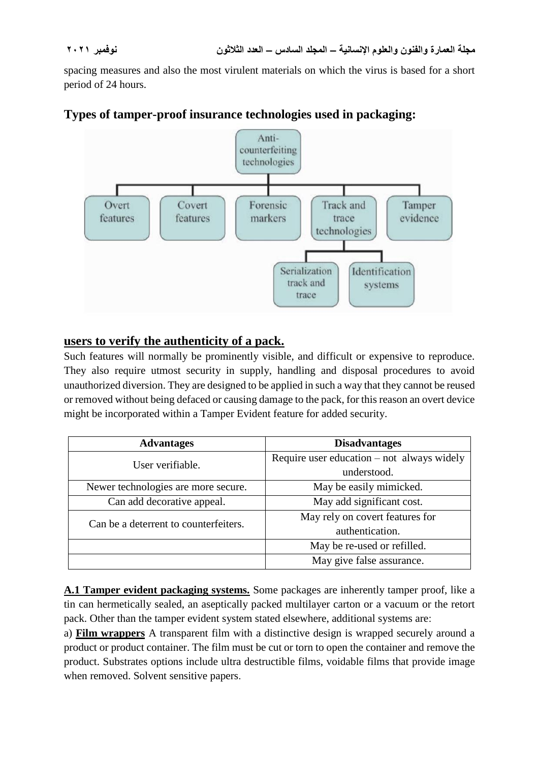spacing measures and also the most virulent materials on which the virus is based for a short period of 24 hours.

## Types of tamper-proof insurance technologies used in packaging:

Anti-counterfeiting technologies

- Overt features
- Covert features
- Forensic markers
- Track and trace technologies
  - Serialization track and trace
  - Identification systems
- Tamper evidence

## users to verify the authenticity of a pack.

Such features will normally be prominently visible, and difficult or expensive to reproduce. They also require utmost security in supply, handling and disposal procedures to avoid unauthorized diversion. They are designed to be applied in such a way that they cannot be reused or removed without being defaced or causing damage to the pack, for this reason an overt device might be incorporated within a Tamper Evident feature for added security.

| Advantages | Disadvantages |
| --- | --- |
| User verifiable. | Require user education – not always widely understood. |
| Newer technologies are more secure. | May be easily mimicked. |
| Can add decorative appeal. | May add significant cost. |
| Can be a deterrent to counterfeiters. | May rely on covert features for authentication. |
| | May be re-used or refilled. |
| | May give false assurance. |

**A.1 Tamper evident packaging systems.** Some packages are inherently tamper proof, like a tin can hermetically sealed, an aseptically packed multilayer carton or a vacuum or the retort pack. Other than the tamper evident system stated elsewhere, additional systems are:

a) **Film wrappers** A transparent film with a distinctive design is wrapped securely around a product or product container. The film must be cut or torn to open the container and remove the product. Substrates options include ultra destructible films, voidable films that provide image when removed. Solvent sensitive papers.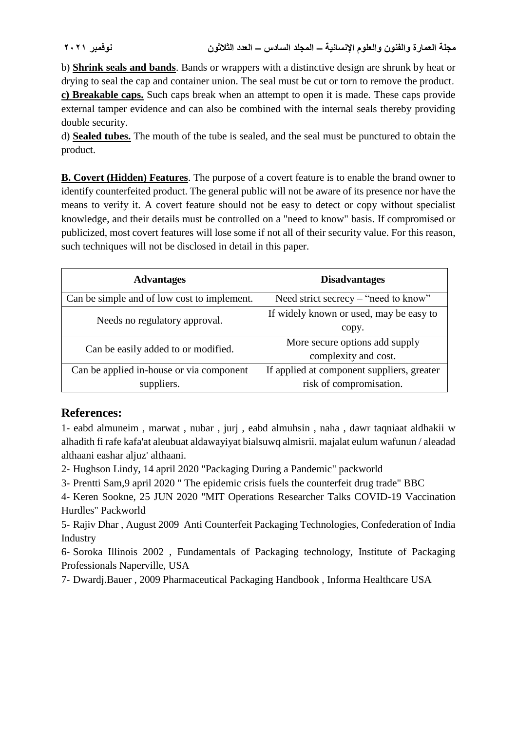b) **Shrink seals and bands**. Bands or wrappers with a distinctive design are shrunk by heat or drying to seal the cap and container union. The seal must be cut or torn to remove the product.

**c) Breakable caps.** Such caps break when an attempt to open it is made. These caps provide external tamper evidence and can also be combined with the internal seals thereby providing double security.

d) **Sealed tubes.** The mouth of the tube is sealed, and the seal must be punctured to obtain the product.

**B. Covert (Hidden) Features**. The purpose of a covert feature is to enable the brand owner to identify counterfeited product. The general public will not be aware of its presence nor have the means to verify it. A covert feature should not be easy to detect or copy without specialist knowledge, and their details must be controlled on a "need to know" basis. If compromised or publicized, most covert features will lose some if not all of their security value. For this reason, such techniques will not be disclosed in detail in this paper.

| Advantages | Disadvantages |
|---|---|
| Can be simple and of low cost to implement. | Need strict secrecy – "need to know" |
| Needs no regulatory approval. | If widely known or used, may be easy to copy. |
| Can be easily added to or modified. | More secure options add supply complexity and cost. |
| Can be applied in-house or via component suppliers. | If applied at component suppliers, greater risk of compromisation. |

## References:

1- eabd almuneim , marwat , nubar , jurj , eabd almuhsin , naha , dawr taqniaat aldhakii w alhadith fi rafe kafa'at aleubuat aldawayiyat bialsuwq almisrii. majalat eulum wafunun / aleadad althaani eashar aljuz' althaani.

2- Hughson Lindy, 14 april 2020 "Packaging During a Pandemic" packworld

3- Prentti Sam,9 april 2020 " The epidemic crisis fuels the counterfeit drug trade" BBC

4- Keren Sookne, 25 JUN 2020 "MIT Operations Researcher Talks COVID-19 Vaccination Hurdles" Packworld

5- Rajiv Dhar , August 2009 Anti Counterfeit Packaging Technologies, Confederation of India Industry

6- Soroka Illinois 2002 , Fundamentals of Packaging technology, Institute of Packaging Professionals Naperville, USA

7- Dwardj.Bauer , 2009 Pharmaceutical Packaging Handbook , Informa Healthcare USA